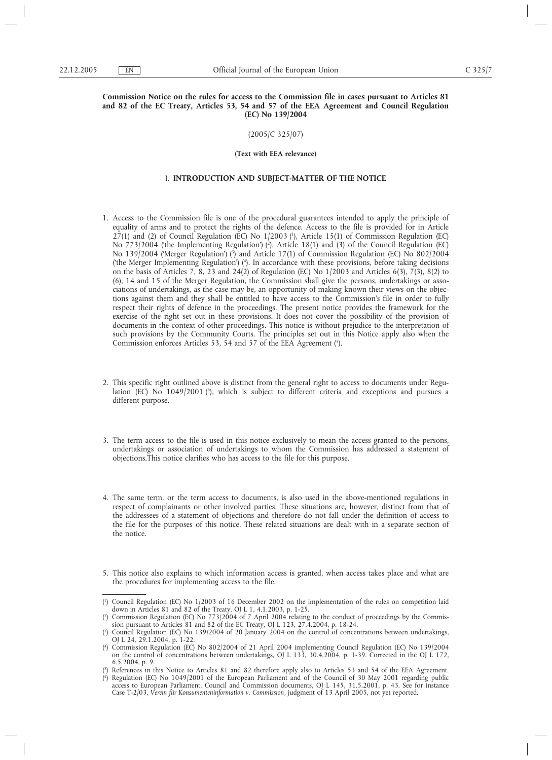**Commission Notice on the rules for access to the Commission file in cases pursuant to Articles 81 and 82 of the EC Treaty, Articles 53, 54 and 57 of the EEA Agreement and Council Regulation (EC) No 139/2004**

(2005/C 325/07)

**(Text with EEA relevance)**

## I. INTRODUCTION AND SUBJECT-MATTER OF THE NOTICE

1. Access to the Commission file is one of the procedural guarantees intended to apply the principle of equality of arms and to protect the rights of the defence. Access to the file is provided for in Article 27(1) and (2) of Council Regulation (EC) No 1/2003 [1], Article 15(1) of Commission Regulation (EC) No 773/2004 ('the Implementing Regulation') [2], Article 18(1) and (3) of the Council Regulation (EC) No 139/2004 ('Merger Regulation') [3] and Article 17(1) of Commission Regulation (EC) No 802/2004 ('the Merger Implementing Regulation') [4]. In accordance with these provisions, before taking decisions on the basis of Articles 7, 8, 23 and 24(2) of Regulation (EC) No 1/2003 and Articles 6(3), 7(3), 8(2) to (6), 14 and 15 of the Merger Regulation, the Commission shall give the persons, undertakings or associations of undertakings, as the case may be, an opportunity of making known their views on the objections against them and they shall be entitled to have access to the Commission's file in order to fully respect their rights of defence in the proceedings. The present notice provides the framework for the exercise of the right set out in these provisions. It does not cover the possibility of the provision of documents in the context of other proceedings. This notice is without prejudice to the interpretation of such provisions by the Community Courts. The principles set out in this Notice apply also when the Commission enforces Articles 53, 54 and 57 of the EEA Agreement [5].

2. This specific right outlined above is distinct from the general right to access to documents under Regulation (EC) No 1049/2001 [6], which is subject to different criteria and exceptions and pursues a different purpose.

3. The term access to the file is used in this notice exclusively to mean the access granted to the persons, undertakings or association of undertakings to whom the Commission has addressed a statement of objections.This notice clarifies who has access to the file for this purpose.

4. The same term, or the term access to documents, is also used in the above-mentioned regulations in respect of complainants or other involved parties. These situations are, however, distinct from that of the addressees of a statement of objections and therefore do not fall under the definition of access to the file for the purposes of this notice. These related situations are dealt with in a separate section of the notice.

5. This notice also explains to which information access is granted, when access takes place and what are the procedures for implementing access to the file.

---

[1] Council Regulation (EC) No 1/2003 of 16 December 2002 on the implementation of the rules on competition laid down in Articles 81 and 82 of the Treaty, OJ L 1, 4.1.2003, p. 1-25.

[2] Commission Regulation (EC) No 773/2004 of 7 April 2004 relating to the conduct of proceedings by the Commission pursuant to Articles 81 and 82 of the EC Treaty, OJ L 123, 27.4.2004, p. 18-24.

[3] Council Regulation (EC) No 139/2004 of 20 January 2004 on the control of concentrations between undertakings, OJ L 24, 29.1.2004, p. 1-22.

[4] Commission Regulation (EC) No 802/2004 of 21 April 2004 implementing Council Regulation (EC) No 139/2004 on the control of concentrations between undertakings, OJ L 133, 30.4.2004, p. 1-39. Corrected in the OJ L 172, 6.5.2004, p. 9.

[5] References in this Notice to Articles 81 and 82 therefore apply also to Articles 53 and 54 of the EEA Agreement.

[6] Regulation (EC) No 1049/2001 of the European Parliament and of the Council of 30 May 2001 regarding public access to European Parliament, Council and Commission documents, OJ L 145, 31.5.2001, p. 43. See for instance Case T-2/03, *Verein für Konsumenteninformation v. Commission*, judgment of 13 April 2005, not yet reported.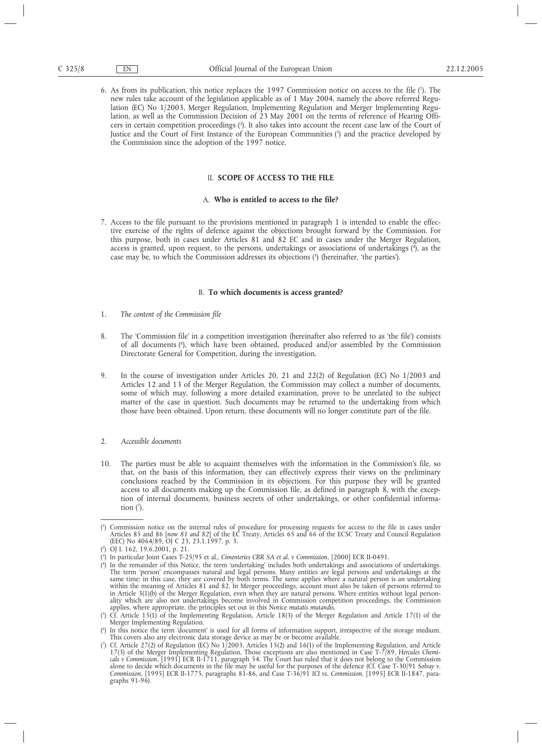6. As from its publication, this notice replaces the 1997 Commission notice on access to the file [1]. The new rules take account of the legislation applicable as of 1 May 2004, namely the above referred Regulation (EC) No 1/2003, Merger Regulation, Implementing Regulation and Merger Implementing Regulation, as well as the Commission Decision of 23 May 2001 on the terms of reference of Hearing Officers in certain competition proceedings [2]. It also takes into account the recent case law of the Court of Justice and the Court of First Instance of the European Communities [3] and the practice developed by the Commission since the adoption of the 1997 notice.

## II. SCOPE OF ACCESS TO THE FILE

### A. Who is entitled to access to the file?

7. Access to the file pursuant to the provisions mentioned in paragraph 1 is intended to enable the effective exercise of the rights of defence against the objections brought forward by the Commission. For this purpose, both in cases under Articles 81 and 82 EC and in cases under the Merger Regulation, access is granted, upon request, to the persons, undertakings or associations of undertakings [4], as the case may be, to which the Commission addresses its objections [5] (hereinafter, 'the parties').

### B. To which documents is access granted?

1. *The content of the Commission file*

8. The 'Commission file' in a competition investigation (hereinafter also referred to as 'the file') consists of all documents [6], which have been obtained, produced and/or assembled by the Commission Directorate General for Competition, during the investigation.

9. In the course of investigation under Articles 20, 21 and 22(2) of Regulation (EC) No 1/2003 and Articles 12 and 13 of the Merger Regulation, the Commission may collect a number of documents, some of which may, following a more detailed examination, prove to be unrelated to the subject matter of the case in question. Such documents may be returned to the undertaking from which those have been obtained. Upon return, these documents will no longer constitute part of the file.

2. *Accessible documents*

10. The parties must be able to acquaint themselves with the information in the Commission's file, so that, on the basis of this information, they can effectively express their views on the preliminary conclusions reached by the Commission in its objections. For this purpose they will be granted access to all documents making up the Commission file, as defined in paragraph 8, with the exception of internal documents, business secrets of other undertakings, or other confidential information [7].

---

[1] Commission notice on the internal rules of procedure for processing requests for access to the file in cases under Articles 85 and 86 [*now 81 and 82*] of the EC Treaty, Articles 65 and 66 of the ECSC Treaty and Council Regulation (EEC) No 4064/89, OJ C 23, 23.1.1997, p. 3.

[2] OJ L 162, 19.6.2001, p. 21.

[3] In particular Joint Cases T-25/95 et al., *Cimenteries CBR SA et al. v Commission*, [2000] ECR II-0491.

[4] In the remainder of this Notice, the term 'undertaking' includes both undertakings and associations of undertakings. The term 'person' encompasses natural and legal persons. Many entities are legal persons and undertakings at the same time; in this case, they are covered by both terms. The same applies where a natural person is an undertaking within the meaning of Articles 81 and 82. In Merger proceedings, account must also be taken of persons referred to in Article 3(1)(b) of the Merger Regulation, even when they are natural persons. Where entities without legal personality which are also not undertakings become involved in Commission competition proceedings, the Commission applies, where appropriate, the principles set out in this Notice *mutatis mutandis*.

[5] Cf. Article 15(1) of the Implementing Regulation, Article 18(3) of the Merger Regulation and Article 17(1) of the Merger Implementing Regulation.

[6] In this notice the term 'document' is used for all forms of information support, irrespective of the storage medium. This covers also any electronic data storage device as may be or become available.

[7] Cf. Article 27(2) of Regulation (EC) No 1/2003, Articles 15(2) and 16(1) of the Implementing Regulation, and Article 17(3) of the Merger Implementing Regulation. Those exceptions are also mentioned in Case T-7/89, *Hercules Chemicals v Commission*, [1991] ECR II-1711, paragraph 54. The Court has ruled that it does not belong to the Commission alone to decide which documents in the file may be useful for the purposes of the defence (Cf. Case T-30/91 *Solvay v. Commission*, [1995] ECR II-1775, paragraphs 81-86, and Case T-36/91 *ICI vs. Commission*, [1995] ECR II-1847, paragraphs 91-96).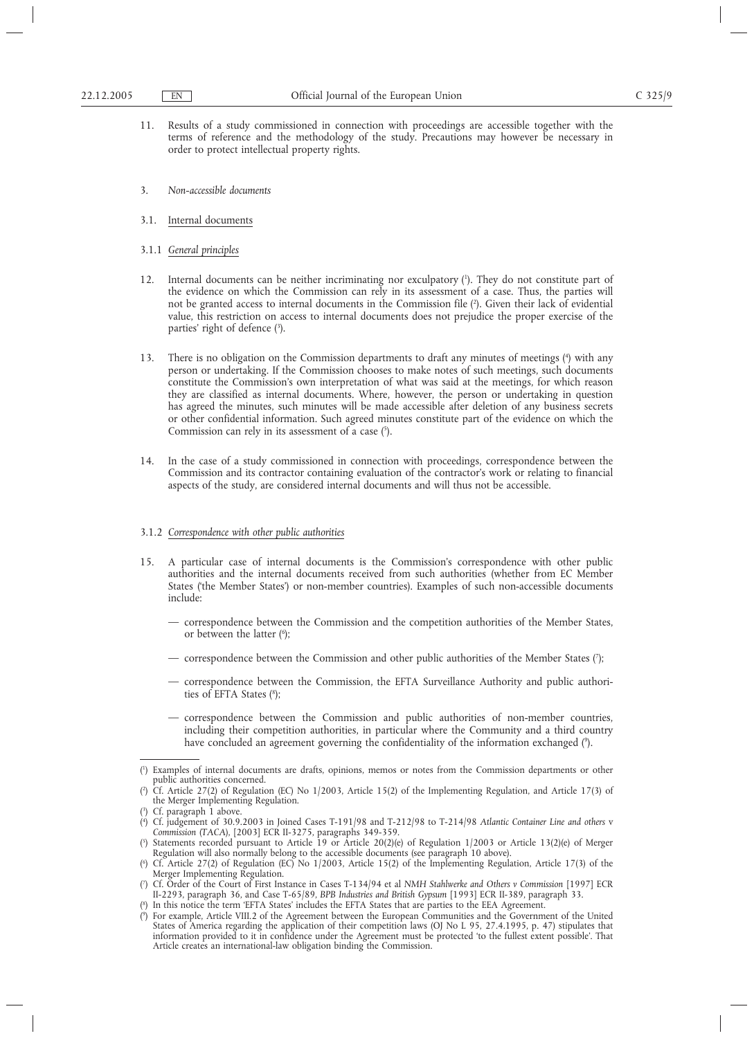11. Results of a study commissioned in connection with proceedings are accessible together with the terms of reference and the methodology of the study. Precautions may however be necessary in order to protect intellectual property rights.

3. *Non-accessible documents*

3.1. Internal documents

3.1.1 *General principles*

12. Internal documents can be neither incriminating nor exculpatory [1]. They do not constitute part of the evidence on which the Commission can rely in its assessment of a case. Thus, the parties will not be granted access to internal documents in the Commission file [2]. Given their lack of evidential value, this restriction on access to internal documents does not prejudice the proper exercise of the parties' right of defence [3].

13. There is no obligation on the Commission departments to draft any minutes of meetings [4] with any person or undertaking. If the Commission chooses to make notes of such meetings, such documents constitute the Commission's own interpretation of what was said at the meetings, for which reason they are classified as internal documents. Where, however, the person or undertaking in question has agreed the minutes, such minutes will be made accessible after deletion of any business secrets or other confidential information. Such agreed minutes constitute part of the evidence on which the Commission can rely in its assessment of a case [5].

14. In the case of a study commissioned in connection with proceedings, correspondence between the Commission and its contractor containing evaluation of the contractor's work or relating to financial aspects of the study, are considered internal documents and will thus not be accessible.

3.1.2 *Correspondence with other public authorities*

15. A particular case of internal documents is the Commission's correspondence with other public authorities and the internal documents received from such authorities (whether from EC Member States ('the Member States') or non-member countries). Examples of such non-accessible documents include:

   — correspondence between the Commission and the competition authorities of the Member States, or between the latter [6];

   — correspondence between the Commission and other public authorities of the Member States [7];

   — correspondence between the Commission, the EFTA Surveillance Authority and public authorities of EFTA States [8];

   — correspondence between the Commission and public authorities of non-member countries, including their competition authorities, in particular where the Community and a third country have concluded an agreement governing the confidentiality of the information exchanged [9].

---

[1] Examples of internal documents are drafts, opinions, memos or notes from the Commission departments or other public authorities concerned.

[2] Cf. Article 27(2) of Regulation (EC) No 1/2003, Article 15(2) of the Implementing Regulation, and Article 17(3) of the Merger Implementing Regulation.

[3] Cf. paragraph 1 above.

[4] Cf. judgement of 30.9.2003 in Joined Cases T-191/98 and T-212/98 to T-214/98 *Atlantic Container Line and others* v *Commission* (*TACA*), [2003] ECR II-3275, paragraphs 349-359.

[5] Statements recorded pursuant to Article 19 or Article 20(2)(e) of Regulation 1/2003 or Article 13(2)(e) of Merger Regulation will also normally belong to the accessible documents (see paragraph 10 above).

[6] Cf. Article 27(2) of Regulation (EC) No 1/2003, Article 15(2) of the Implementing Regulation, Article 17(3) of the Merger Implementing Regulation.

[7] Cf. Order of the Court of First Instance in Cases T-134/94 et al *NMH Stahlwerke and Others v Commission* [1997] ECR II-2293, paragraph 36, and Case T-65/89, *BPB Industries and British Gypsum* [1993] ECR II-389, paragraph 33.

[8] In this notice the term 'EFTA States' includes the EFTA States that are parties to the EEA Agreement.

[9] For example, Article VIII.2 of the Agreement between the European Communities and the Government of the United States of America regarding the application of their competition laws (OJ No L 95, 27.4.1995, p. 47) stipulates that information provided to it in confidence under the Agreement must be protected 'to the fullest extent possible'. That Article creates an international-law obligation binding the Commission.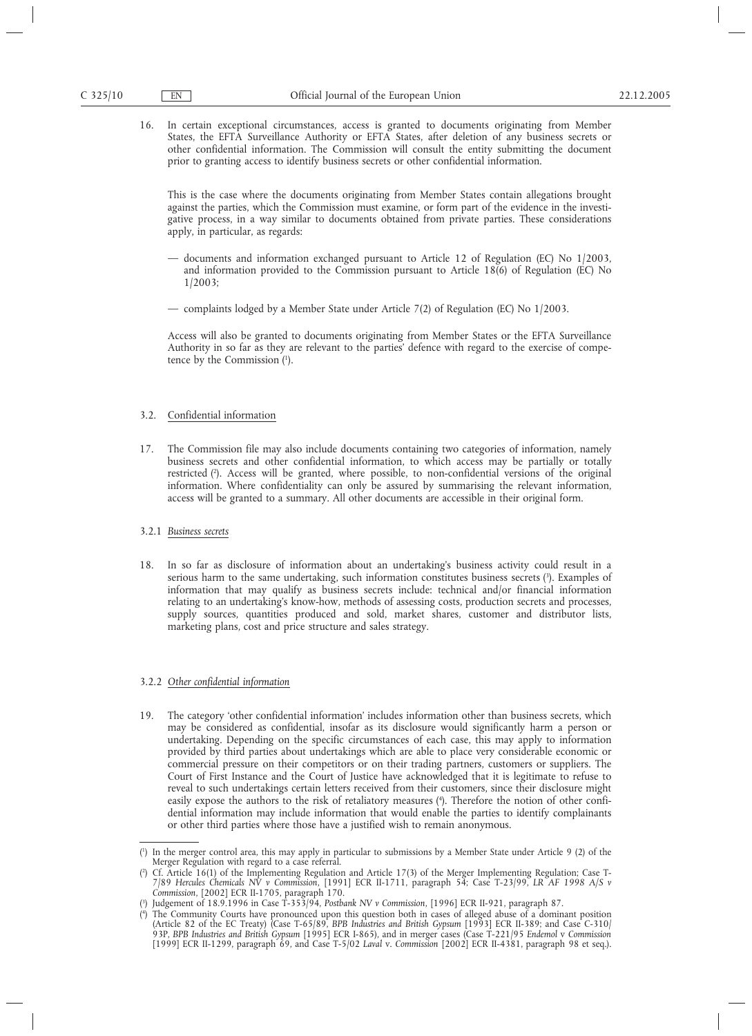16. In certain exceptional circumstances, access is granted to documents originating from Member States, the EFTA Surveillance Authority or EFTA States, after deletion of any business secrets or other confidential information. The Commission will consult the entity submitting the document prior to granting access to identify business secrets or other confidential information.

 This is the case where the documents originating from Member States contain allegations brought against the parties, which the Commission must examine, or form part of the evidence in the investigative process, in a way similar to documents obtained from private parties. These considerations apply, in particular, as regards:

 — documents and information exchanged pursuant to Article 12 of Regulation (EC) No 1/2003, and information provided to the Commission pursuant to Article 18(6) of Regulation (EC) No 1/2003;

 — complaints lodged by a Member State under Article 7(2) of Regulation (EC) No 1/2003.

 Access will also be granted to documents originating from Member States or the EFTA Surveillance Authority in so far as they are relevant to the parties' defence with regard to the exercise of competence by the Commission [1].

### 3.2. Confidential information

17. The Commission file may also include documents containing two categories of information, namely business secrets and other confidential information, to which access may be partially or totally restricted [2]. Access will be granted, where possible, to non-confidential versions of the original information. Where confidentiality can only be assured by summarising the relevant information, access will be granted to a summary. All other documents are accessible in their original form.

#### 3.2.1 *Business secrets*

18. In so far as disclosure of information about an undertaking's business activity could result in a serious harm to the same undertaking, such information constitutes business secrets [3]. Examples of information that may qualify as business secrets include: technical and/or financial information relating to an undertaking's know-how, methods of assessing costs, production secrets and processes, supply sources, quantities produced and sold, market shares, customer and distributor lists, marketing plans, cost and price structure and sales strategy.

#### 3.2.2 *Other confidential information*

19. The category 'other confidential information' includes information other than business secrets, which may be considered as confidential, insofar as its disclosure would significantly harm a person or undertaking. Depending on the specific circumstances of each case, this may apply to information provided by third parties about undertakings which are able to place very considerable economic or commercial pressure on their competitors or on their trading partners, customers or suppliers. The Court of First Instance and the Court of Justice have acknowledged that it is legitimate to refuse to reveal to such undertakings certain letters received from their customers, since their disclosure might easily expose the authors to the risk of retaliatory measures [4]. Therefore the notion of other confidential information may include information that would enable the parties to identify complainants or other third parties where those have a justified wish to remain anonymous.

---

[1] In the merger control area, this may apply in particular to submissions by a Member State under Article 9 (2) of the Merger Regulation with regard to a case referral.

[2] Cf. Article 16(1) of the Implementing Regulation and Article 17(3) of the Merger Implementing Regulation; Case T-7/89 *Hercules Chemicals NV v Commission*, [1991] ECR II-1711, paragraph 54; Case T-23/99, *LR AF 1998 A/S v Commission*, [2002] ECR II-1705, paragraph 170.

[3] Judgement of 18.9.1996 in Case T-353/94, *Postbank NV v Commission*, [1996] ECR II-921, paragraph 87.

[4] The Community Courts have pronounced upon this question both in cases of alleged abuse of a dominant position (Article 82 of the EC Treaty) (Case T-65/89, *BPB Industries and British Gypsum* [1993] ECR II-389; and Case C-310/93P, *BPB Industries and British Gypsum* [1995] ECR I-865), and in merger cases (Case T-221/95 *Endemol v Commission* [1999] ECR II-1299, paragraph 69, and Case T-5/02 *Laval* v. *Commission* [2002] ECR II-4381, paragraph 98 et seq.).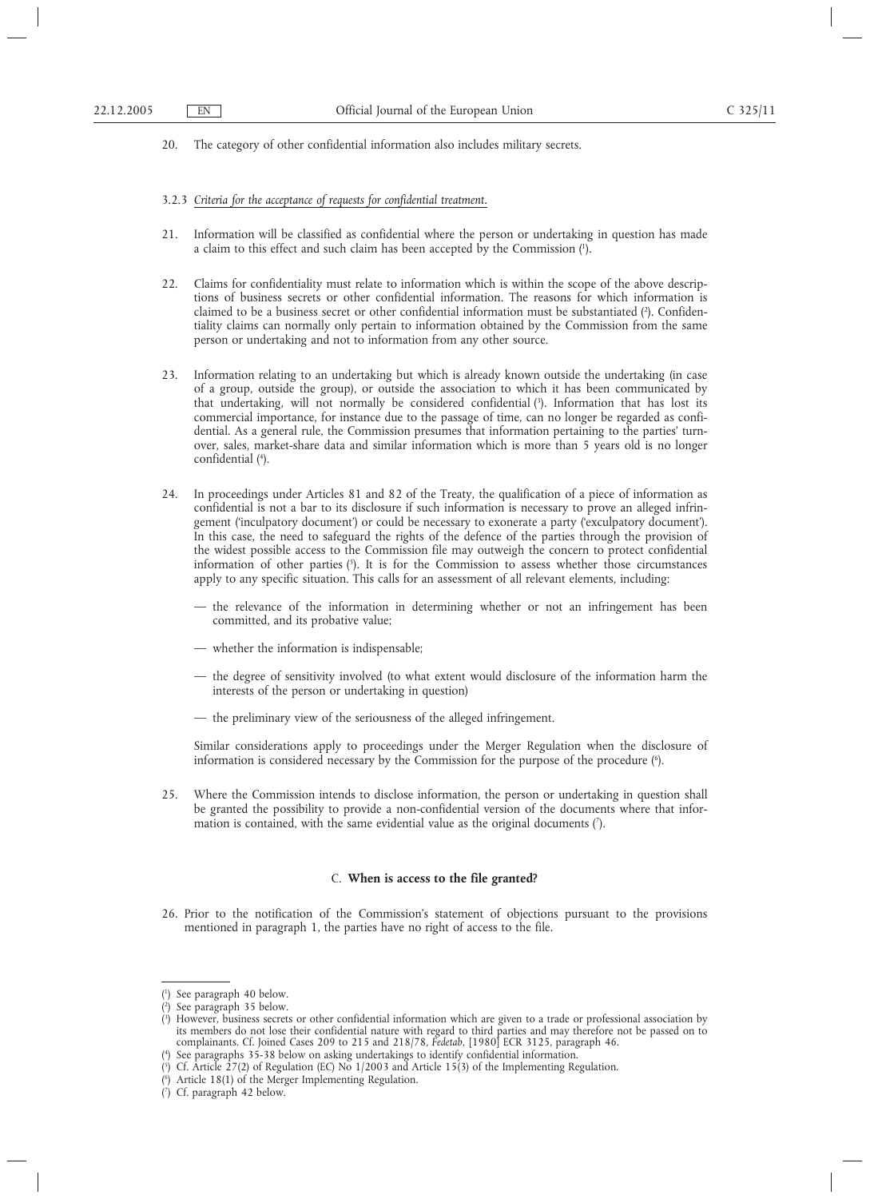20. The category of other confidential information also includes military secrets.

### 3.2.3 *Criteria for the acceptance of requests for confidential treatment.*

21. Information will be classified as confidential where the person or undertaking in question has made a claim to this effect and such claim has been accepted by the Commission [1].

22. Claims for confidentiality must relate to information which is within the scope of the above descriptions of business secrets or other confidential information. The reasons for which information is claimed to be a business secret or other confidential information must be substantiated [2]. Confidentiality claims can normally only pertain to information obtained by the Commission from the same person or undertaking and not to information from any other source.

23. Information relating to an undertaking but which is already known outside the undertaking (in case of a group, outside the group), or outside the association to which it has been communicated by that undertaking, will not normally be considered confidential [3]. Information that has lost its commercial importance, for instance due to the passage of time, can no longer be regarded as confidential. As a general rule, the Commission presumes that information pertaining to the parties' turnover, sales, market-share data and similar information which is more than 5 years old is no longer confidential [4].

24. In proceedings under Articles 81 and 82 of the Treaty, the qualification of a piece of information as confidential is not a bar to its disclosure if such information is necessary to prove an alleged infringement ('inculpatory document') or could be necessary to exonerate a party ('exculpatory document'). In this case, the need to safeguard the rights of the defence of the parties through the provision of the widest possible access to the Commission file may outweigh the concern to protect confidential information of other parties [5]. It is for the Commission to assess whether those circumstances apply to any specific situation. This calls for an assessment of all relevant elements, including:

    — the relevance of the information in determining whether or not an infringement has been committed, and its probative value;

    — whether the information is indispensable;

    — the degree of sensitivity involved (to what extent would disclosure of the information harm the interests of the person or undertaking in question)

    — the preliminary view of the seriousness of the alleged infringement.

    Similar considerations apply to proceedings under the Merger Regulation when the disclosure of information is considered necessary by the Commission for the purpose of the procedure [6].

25. Where the Commission intends to disclose information, the person or undertaking in question shall be granted the possibility to provide a non-confidential version of the documents where that information is contained, with the same evidential value as the original documents [7].

## C. **When is access to the file granted?**

26. Prior to the notification of the Commission's statement of objections pursuant to the provisions mentioned in paragraph 1, the parties have no right of access to the file.

---

[1] See paragraph 40 below.

[2] See paragraph 35 below.

[3] However, business secrets or other confidential information which are given to a trade or professional association by its members do not lose their confidential nature with regard to third parties and may therefore not be passed on to complainants. Cf. Joined Cases 209 to 215 and 218/78, *Fedetab*, [1980] ECR 3125, paragraph 46.

[4] See paragraphs 35-38 below on asking undertakings to identify confidential information.

[5] Cf. Article 27(2) of Regulation (EC) No 1/2003 and Article 15(3) of the Implementing Regulation.

[6] Article 18(1) of the Merger Implementing Regulation.

[7] Cf. paragraph 42 below.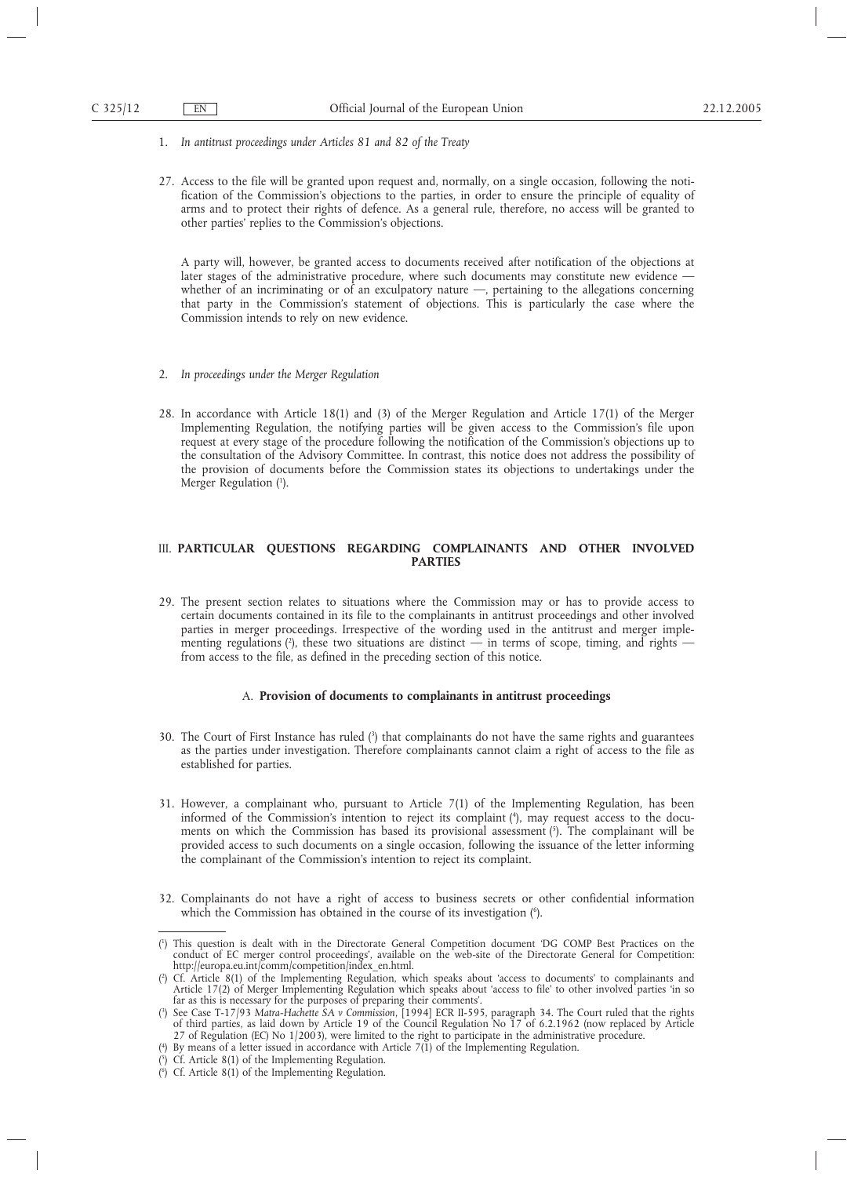1. *In antitrust proceedings under Articles 81 and 82 of the Treaty*

27. Access to the file will be granted upon request and, normally, on a single occasion, following the notification of the Commission's objections to the parties, in order to ensure the principle of equality of arms and to protect their rights of defence. As a general rule, therefore, no access will be granted to other parties' replies to the Commission's objections.

    A party will, however, be granted access to documents received after notification of the objections at later stages of the administrative procedure, where such documents may constitute new evidence — whether of an incriminating or of an exculpatory nature —, pertaining to the allegations concerning that party in the Commission's statement of objections. This is particularly the case where the Commission intends to rely on new evidence.

2. *In proceedings under the Merger Regulation*

28. In accordance with Article 18(1) and (3) of the Merger Regulation and Article 17(1) of the Merger Implementing Regulation, the notifying parties will be given access to the Commission's file upon request at every stage of the procedure following the notification of the Commission's objections up to the consultation of the Advisory Committee. In contrast, this notice does not address the possibility of the provision of documents before the Commission states its objections to undertakings under the Merger Regulation [1].

## III. PARTICULAR QUESTIONS REGARDING COMPLAINANTS AND OTHER INVOLVED PARTIES

29. The present section relates to situations where the Commission may or has to provide access to certain documents contained in its file to the complainants in antitrust proceedings and other involved parties in merger proceedings. Irrespective of the wording used in the antitrust and merger implementing regulations [2], these two situations are distinct — in terms of scope, timing, and rights — from access to the file, as defined in the preceding section of this notice.

### A. Provision of documents to complainants in antitrust proceedings

30. The Court of First Instance has ruled [3] that complainants do not have the same rights and guarantees as the parties under investigation. Therefore complainants cannot claim a right of access to the file as established for parties.

31. However, a complainant who, pursuant to Article 7(1) of the Implementing Regulation, has been informed of the Commission's intention to reject its complaint [4], may request access to the documents on which the Commission has based its provisional assessment [5]. The complainant will be provided access to such documents on a single occasion, following the issuance of the letter informing the complainant of the Commission's intention to reject its complaint.

32. Complainants do not have a right of access to business secrets or other confidential information which the Commission has obtained in the course of its investigation [6].

---

[1] This question is dealt with in the Directorate General Competition document 'DG COMP Best Practices on the conduct of EC merger control proceedings', available on the web-site of the Directorate General for Competition: http://europa.eu.int/comm/competition/index_en.html.

[2] Cf. Article 8(1) of the Implementing Regulation, which speaks about 'access to documents' to complainants and Article 17(2) of Merger Implementing Regulation which speaks about 'access to file' to other involved parties 'in so far as this is necessary for the purposes of preparing their comments'.

[3] See Case T-17/93 *Matra-Hachette SA v Commission*, [1994] ECR II-595, paragraph 34. The Court ruled that the rights of third parties, as laid down by Article 19 of the Council Regulation No 17 of 6.2.1962 (now replaced by Article 27 of Regulation (EC) No 1/2003), were limited to the right to participate in the administrative procedure.

[4] By means of a letter issued in accordance with Article 7(1) of the Implementing Regulation.

[5] Cf. Article 8(1) of the Implementing Regulation.

[6] Cf. Article 8(1) of the Implementing Regulation.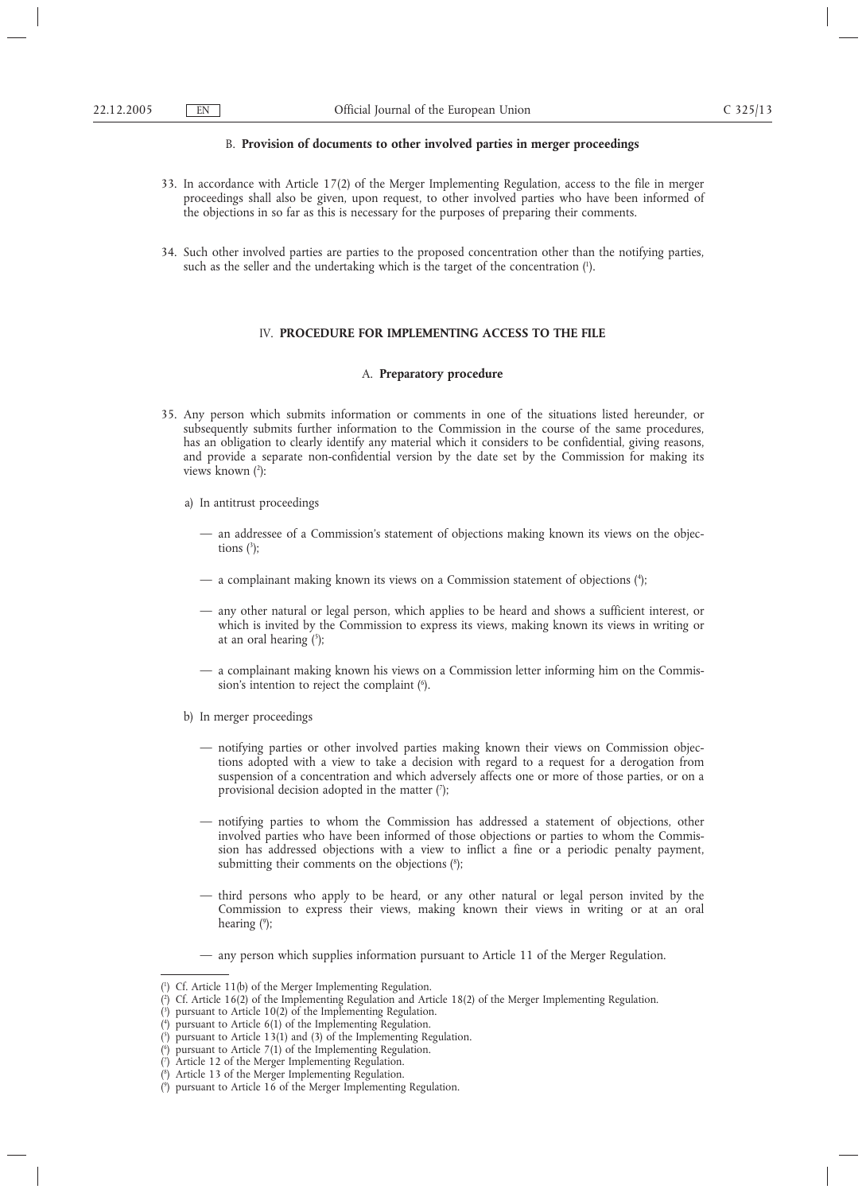### B. **Provision of documents to other involved parties in merger proceedings**

33. In accordance with Article 17(2) of the Merger Implementing Regulation, access to the file in merger proceedings shall also be given, upon request, to other involved parties who have been informed of the objections in so far as this is necessary for the purposes of preparing their comments.

34. Such other involved parties are parties to the proposed concentration other than the notifying parties, such as the seller and the undertaking which is the target of the concentration [1].

## IV. **PROCEDURE FOR IMPLEMENTING ACCESS TO THE FILE**

### A. **Preparatory procedure**

35. Any person which submits information or comments in one of the situations listed hereunder, or subsequently submits further information to the Commission in the course of the same procedures, has an obligation to clearly identify any material which it considers to be confidential, giving reasons, and provide a separate non-confidential version by the date set by the Commission for making its views known [2]:

    a) In antitrust proceedings

    — an addressee of a Commission's statement of objections making known its views on the objections [3];

    — a complainant making known its views on a Commission statement of objections [4];

    — any other natural or legal person, which applies to be heard and shows a sufficient interest, or which is invited by the Commission to express its views, making known its views in writing or at an oral hearing [5];

    — a complainant making known his views on a Commission letter informing him on the Commission's intention to reject the complaint [6].

    b) In merger proceedings

    — notifying parties or other involved parties making known their views on Commission objections adopted with a view to take a decision with regard to a request for a derogation from suspension of a concentration and which adversely affects one or more of those parties, or on a provisional decision adopted in the matter [7];

    — notifying parties to whom the Commission has addressed a statement of objections, other involved parties who have been informed of those objections or parties to whom the Commission has addressed objections with a view to inflict a fine or a periodic penalty payment, submitting their comments on the objections [8];

    — third persons who apply to be heard, or any other natural or legal person invited by the Commission to express their views, making known their views in writing or at an oral hearing [9];

    — any person which supplies information pursuant to Article 11 of the Merger Regulation.

---

[1] Cf. Article 11(b) of the Merger Implementing Regulation.

[2] Cf. Article 16(2) of the Implementing Regulation and Article 18(2) of the Merger Implementing Regulation.

[3] pursuant to Article 10(2) of the Implementing Regulation.

[4] pursuant to Article 6(1) of the Implementing Regulation.

[5] pursuant to Article 13(1) and (3) of the Implementing Regulation.

[6] pursuant to Article 7(1) of the Implementing Regulation.

[7] Article 12 of the Merger Implementing Regulation.

[8] Article 13 of the Merger Implementing Regulation.

[9] pursuant to Article 16 of the Merger Implementing Regulation.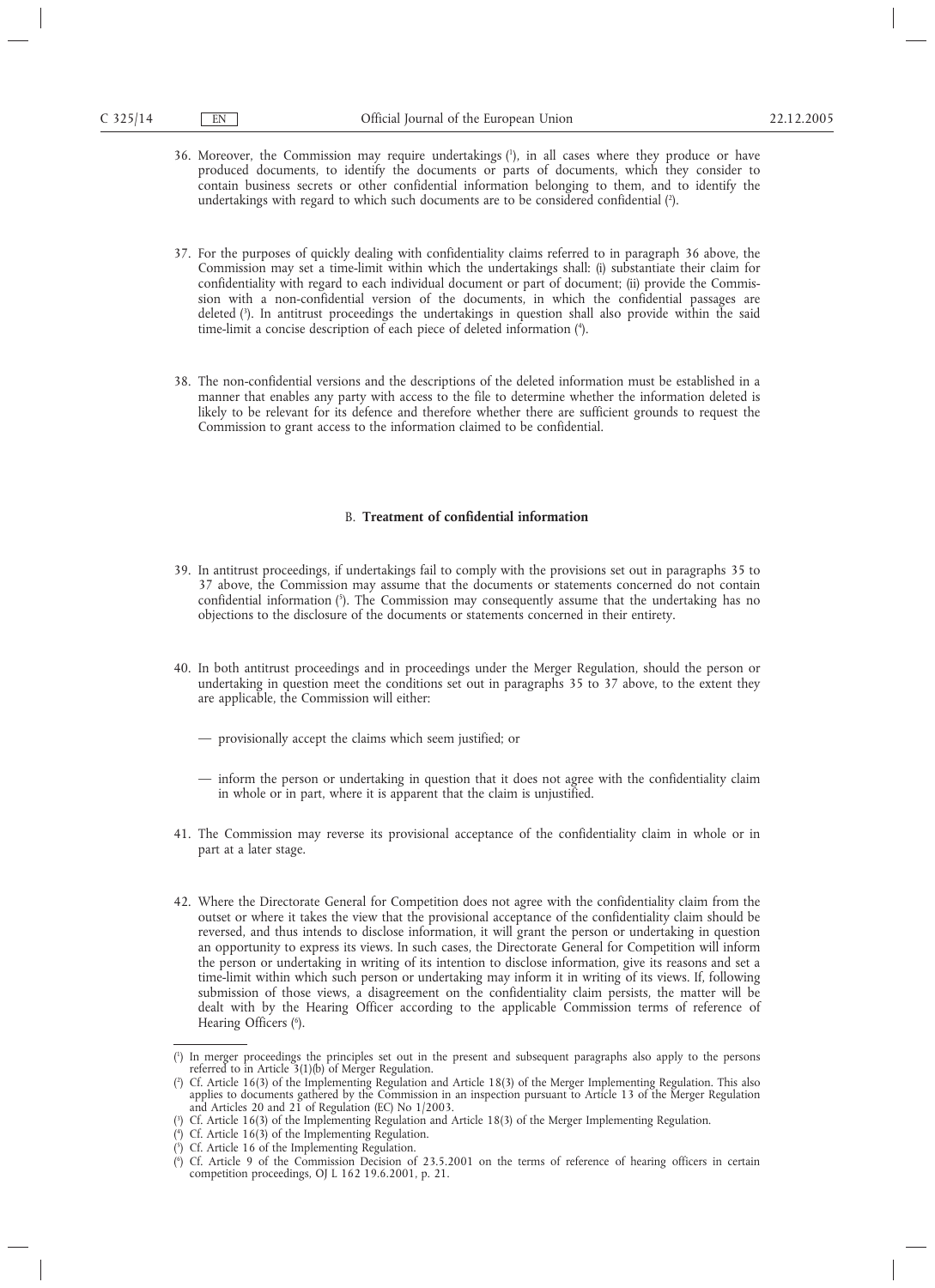36. Moreover, the Commission may require undertakings [1], in all cases where they produce or have produced documents, to identify the documents or parts of documents, which they consider to contain business secrets or other confidential information belonging to them, and to identify the undertakings with regard to which such documents are to be considered confidential [2].

37. For the purposes of quickly dealing with confidentiality claims referred to in paragraph 36 above, the Commission may set a time-limit within which the undertakings shall: (i) substantiate their claim for confidentiality with regard to each individual document or part of document; (ii) provide the Commission with a non-confidential version of the documents, in which the confidential passages are deleted [3]. In antitrust proceedings the undertakings in question shall also provide within the said time-limit a concise description of each piece of deleted information [4].

38. The non-confidential versions and the descriptions of the deleted information must be established in a manner that enables any party with access to the file to determine whether the information deleted is likely to be relevant for its defence and therefore whether there are sufficient grounds to request the Commission to grant access to the information claimed to be confidential.

### B. **Treatment of confidential information**

39. In antitrust proceedings, if undertakings fail to comply with the provisions set out in paragraphs 35 to 37 above, the Commission may assume that the documents or statements concerned do not contain confidential information [5]. The Commission may consequently assume that the undertaking has no objections to the disclosure of the documents or statements concerned in their entirety.

40. In both antitrust proceedings and in proceedings under the Merger Regulation, should the person or undertaking in question meet the conditions set out in paragraphs 35 to 37 above, to the extent they are applicable, the Commission will either:

— provisionally accept the claims which seem justified; or

— inform the person or undertaking in question that it does not agree with the confidentiality claim in whole or in part, where it is apparent that the claim is unjustified.

41. The Commission may reverse its provisional acceptance of the confidentiality claim in whole or in part at a later stage.

42. Where the Directorate General for Competition does not agree with the confidentiality claim from the outset or where it takes the view that the provisional acceptance of the confidentiality claim should be reversed, and thus intends to disclose information, it will grant the person or undertaking in question an opportunity to express its views. In such cases, the Directorate General for Competition will inform the person or undertaking in writing of its intention to disclose information, give its reasons and set a time-limit within which such person or undertaking may inform it in writing of its views. If, following submission of those views, a disagreement on the confidentiality claim persists, the matter will be dealt with by the Hearing Officer according to the applicable Commission terms of reference of Hearing Officers [6].

---

[1] In merger proceedings the principles set out in the present and subsequent paragraphs also apply to the persons referred to in Article 3(1)(b) of Merger Regulation.

[2] Cf. Article 16(3) of the Implementing Regulation and Article 18(3) of the Merger Implementing Regulation. This also applies to documents gathered by the Commission in an inspection pursuant to Article 13 of the Merger Regulation and Articles 20 and 21 of Regulation (EC) No 1/2003.

[3] Cf. Article 16(3) of the Implementing Regulation and Article 18(3) of the Merger Implementing Regulation.

[4] Cf. Article 16(3) of the Implementing Regulation.

[5] Cf. Article 16 of the Implementing Regulation.

[6] Cf. Article 9 of the Commission Decision of 23.5.2001 on the terms of reference of hearing officers in certain competition proceedings, OJ L 162 19.6.2001, p. 21.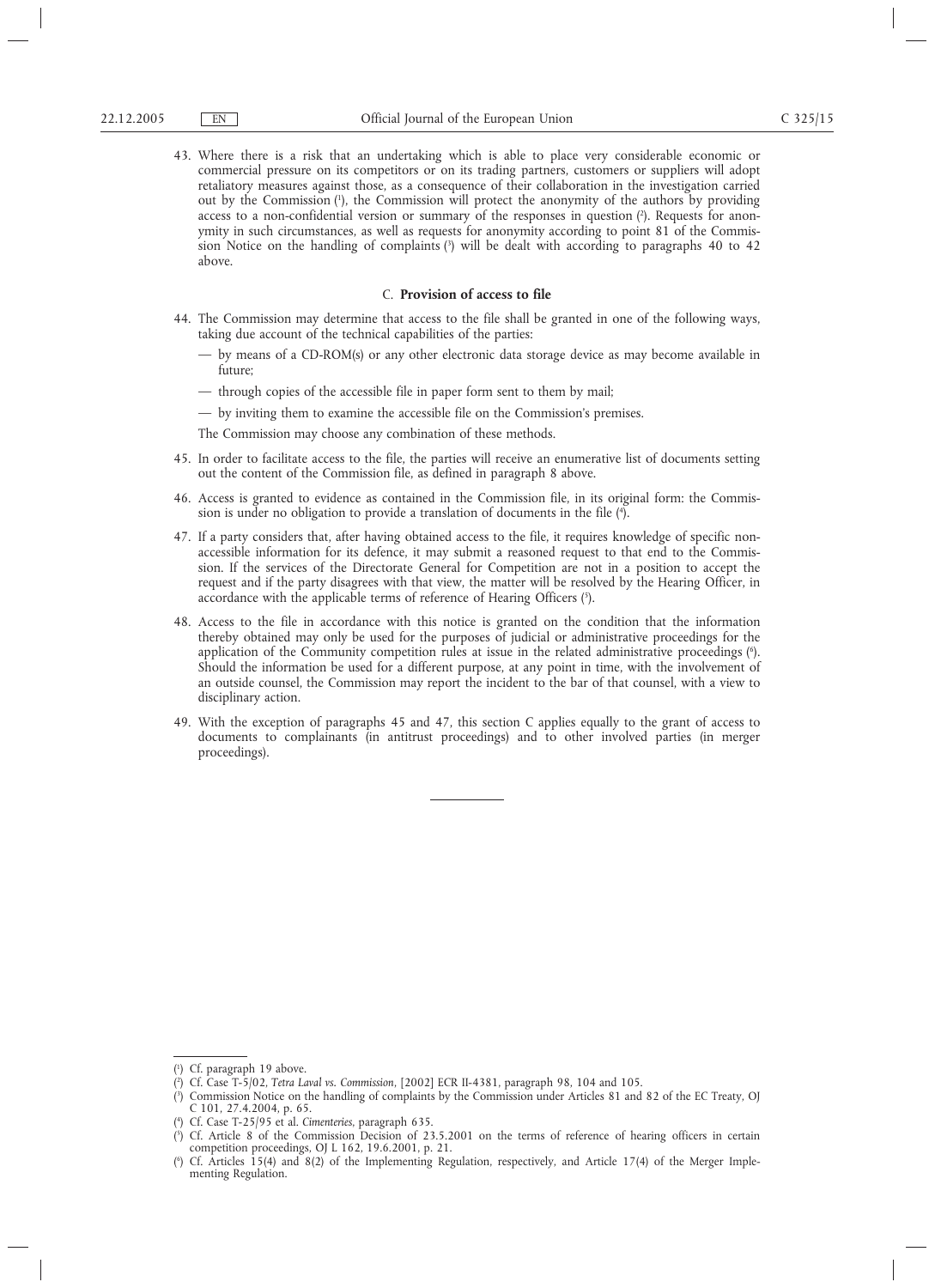43. Where there is a risk that an undertaking which is able to place very considerable economic or commercial pressure on its competitors or on its trading partners, customers or suppliers will adopt retaliatory measures against those, as a consequence of their collaboration in the investigation carried out by the Commission [1], the Commission will protect the anonymity of the authors by providing access to a non-confidential version or summary of the responses in question [2]. Requests for anonymity in such circumstances, as well as requests for anonymity according to point 81 of the Commission Notice on the handling of complaints [3] will be dealt with according to paragraphs 40 to 42 above.

### C. **Provision of access to file**

44. The Commission may determine that access to the file shall be granted in one of the following ways, taking due account of the technical capabilities of the parties:

    — by means of a CD-ROM(s) or any other electronic data storage device as may become available in future;

    — through copies of the accessible file in paper form sent to them by mail;

    — by inviting them to examine the accessible file on the Commission's premises.

    The Commission may choose any combination of these methods.

45. In order to facilitate access to the file, the parties will receive an enumerative list of documents setting out the content of the Commission file, as defined in paragraph 8 above.

46. Access is granted to evidence as contained in the Commission file, in its original form: the Commission is under no obligation to provide a translation of documents in the file [4].

47. If a party considers that, after having obtained access to the file, it requires knowledge of specific non-accessible information for its defence, it may submit a reasoned request to that end to the Commission. If the services of the Directorate General for Competition are not in a position to accept the request and if the party disagrees with that view, the matter will be resolved by the Hearing Officer, in accordance with the applicable terms of reference of Hearing Officers [5].

48. Access to the file in accordance with this notice is granted on the condition that the information thereby obtained may only be used for the purposes of judicial or administrative proceedings for the application of the Community competition rules at issue in the related administrative proceedings [6]. Should the information be used for a different purpose, at any point in time, with the involvement of an outside counsel, the Commission may report the incident to the bar of that counsel, with a view to disciplinary action.

49. With the exception of paragraphs 45 and 47, this section C applies equally to the grant of access to documents to complainants (in antitrust proceedings) and to other involved parties (in merger proceedings).

---

(1) Cf. paragraph 19 above.

(2) Cf. Case T-5/02, *Tetra Laval vs. Commission*, [2002] ECR II-4381, paragraph 98, 104 and 105.

(3) Commission Notice on the handling of complaints by the Commission under Articles 81 and 82 of the EC Treaty, OJ C 101, 27.4.2004, p. 65.

(4) Cf. Case T-25/95 et al. *Cimenteries*, paragraph 635.

(5) Cf. Article 8 of the Commission Decision of 23.5.2001 on the terms of reference of hearing officers in certain competition proceedings, OJ L 162, 19.6.2001, p. 21.

(6) Cf. Articles 15(4) and 8(2) of the Implementing Regulation, respectively, and Article 17(4) of the Merger Implementing Regulation.